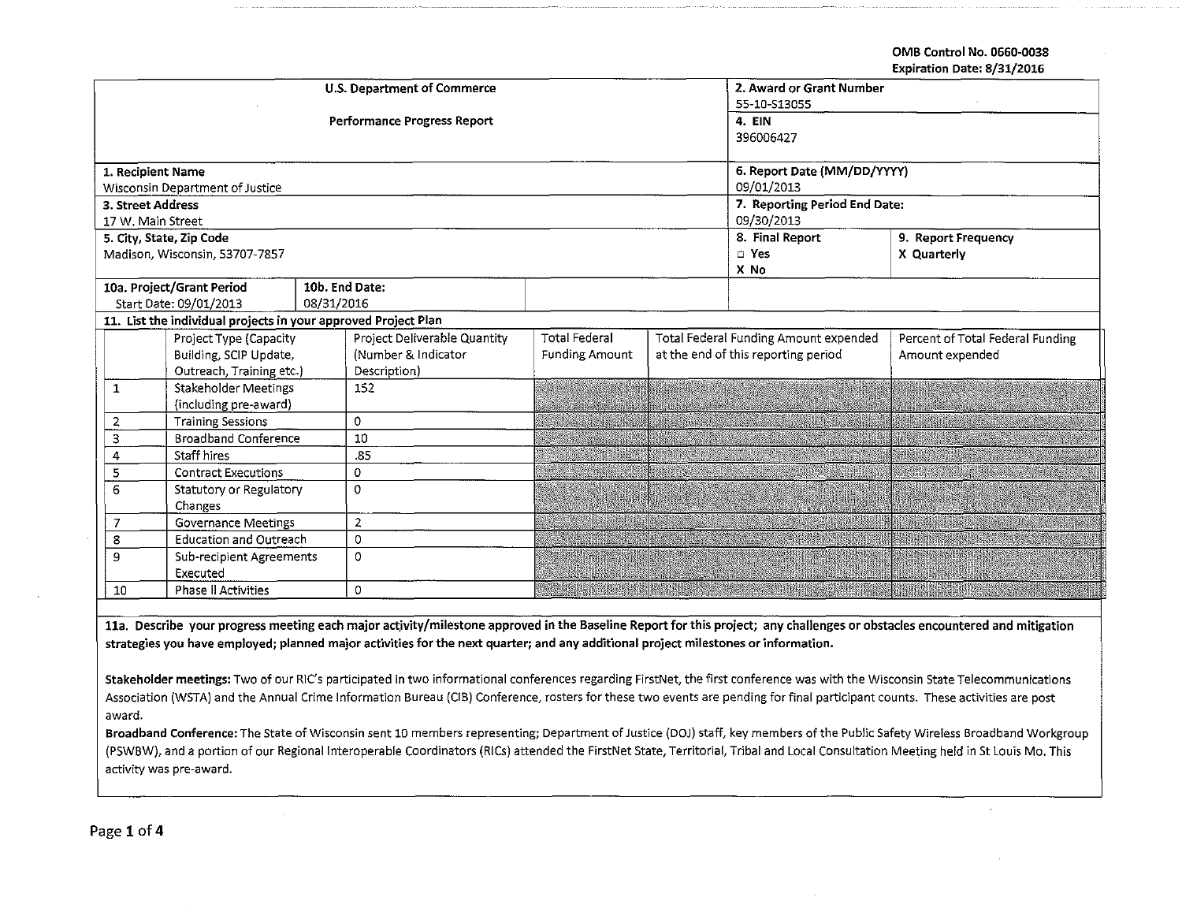OMB Control No. 0660-0038
Expiration Date: 8/31/2016

| U.S. Department of Commerce<br><br>Performance Progress Report | 2. Award or Grant Number<br>55-10-S13055<br>4. EIN<br>396006427 | |
|---|---|---|
| 1. Recipient Name<br>Wisconsin Department of Justice | 6. Report Date (MM/DD/YYYY)<br>09/01/2013 | |
| 3. Street Address<br>17 W. Main Street | 7. Reporting Period End Date:<br>09/30/2013 | |
| 5. City, State, Zip Code<br>Madison, Wisconsin, 53707-7857 | 8. Final Report<br>☐ Yes<br>X No | 9. Report Frequency<br>X Quarterly |
| 10a. Project/Grant Period<br>Start Date: 09/01/2013 — 10b. End Date: 08/31/2016 | | |

**11. List the individual projects in your approved Project Plan**

| | Project Type (Capacity Building, SCIP Update, Outreach, Training etc.) | Project Deliverable Quantity (Number & Indicator Description) | Total Federal Funding Amount | Total Federal Funding Amount expended at the end of this reporting period | Percent of Total Federal Funding Amount expended |
|---|---|---|---|---|---|
| 1 | Stakeholder Meetings (including pre-award) | 152 | | | |
| 2 | Training Sessions | 0 | | | |
| 3 | Broadband Conference | 10 | | | |
| 4 | Staff hires | .85 | | | |
| 5 | Contract Executions | 0 | | | |
| 6 | Statutory or Regulatory Changes | 0 | | | |
| 7 | Governance Meetings | 2 | | | |
| 8 | Education and Outreach | 0 | | | |
| 9 | Sub-recipient Agreements Executed | 0 | | | |
| 10 | Phase II Activities | 0 | | | |

**11a. Describe your progress meeting each major activity/milestone approved in the Baseline Report for this project; any challenges or obstacles encountered and mitigation strategies you have employed; planned major activities for the next quarter; and any additional project milestones or information.**

**Stakeholder meetings:** Two of our RIC's participated in two informational conferences regarding FirstNet, the first conference was with the Wisconsin State Telecommunications Association (WSTA) and the Annual Crime Information Bureau (CIB) Conference, rosters for these two events are pending for final participant counts. These activities are post award.

**Broadband Conference:** The State of Wisconsin sent 10 members representing; Department of Justice (DOJ) staff, key members of the Public Safety Wireless Broadband Workgroup (PSWBW), and a portion of our Regional Interoperable Coordinators (RICs) attended the FirstNet State, Territorial, Tribal and Local Consultation Meeting held in St Louis Mo. This activity was pre-award.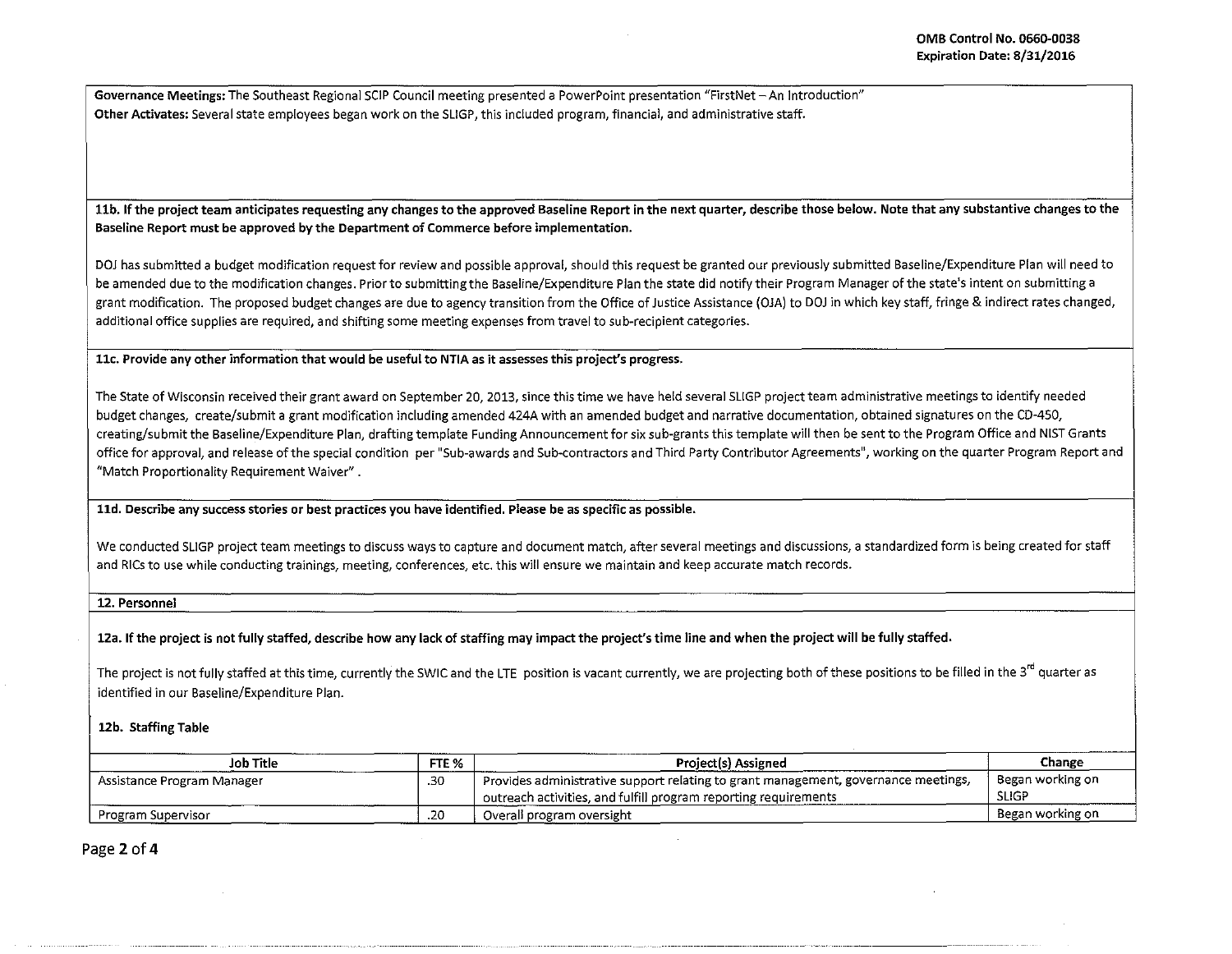**Governance Meetings:** The Southeast Regional SCIP Council meeting presented a PowerPoint presentation "FirstNet – An Introduction"
**Other Activates:** Several state employees began work on the SLIGP, this included program, financial, and administrative staff.

**11b. If the project team anticipates requesting any changes to the approved Baseline Report in the next quarter, describe those below. Note that any substantive changes to the Baseline Report must be approved by the Department of Commerce before implementation.**

DOJ has submitted a budget modification request for review and possible approval, should this request be granted our previously submitted Baseline/Expenditure Plan will need to be amended due to the modification changes. Prior to submitting the Baseline/Expenditure Plan the state did notify their Program Manager of the state's intent on submitting a grant modification. The proposed budget changes are due to agency transition from the Office of Justice Assistance (OJA) to DOJ in which key staff, fringe & indirect rates changed, additional office supplies are required, and shifting some meeting expenses from travel to sub-recipient categories.

**11c. Provide any other information that would be useful to NTIA as it assesses this project's progress.**

The State of Wisconsin received their grant award on September 20, 2013, since this time we have held several SLIGP project team administrative meetings to identify needed budget changes, create/submit a grant modification including amended 424A with an amended budget and narrative documentation, obtained signatures on the CD-450, creating/submit the Baseline/Expenditure Plan, drafting template Funding Announcement for six sub-grants this template will then be sent to the Program Office and NIST Grants office for approval, and release of the special condition per "Sub-awards and Sub-contractors and Third Party Contributor Agreements", working on the quarter Program Report and "Match Proportionality Requirement Waiver".

**11d. Describe any success stories or best practices you have identified. Please be as specific as possible.**

We conducted SLIGP project team meetings to discuss ways to capture and document match, after several meetings and discussions, a standardized form is being created for staff and RICs to use while conducting trainings, meeting, conferences, etc. this will ensure we maintain and keep accurate match records.

**12. Personnel**

**12a. If the project is not fully staffed, describe how any lack of staffing may impact the project's time line and when the project will be fully staffed.**

The project is not fully staffed at this time, currently the SWIC and the LTE position is vacant currently, we are projecting both of these positions to be filled in the 3rd quarter as identified in our Baseline/Expenditure Plan.

**12b. Staffing Table**

| Job Title | FTE % | Project(s) Assigned | Change |
|---|---|---|---|
| Assistance Program Manager | .30 | Provides administrative support relating to grant management, governance meetings, outreach activities, and fulfill program reporting requirements | Began working on SLIGP |
| Program Supervisor | .20 | Overall program oversight | Began working on |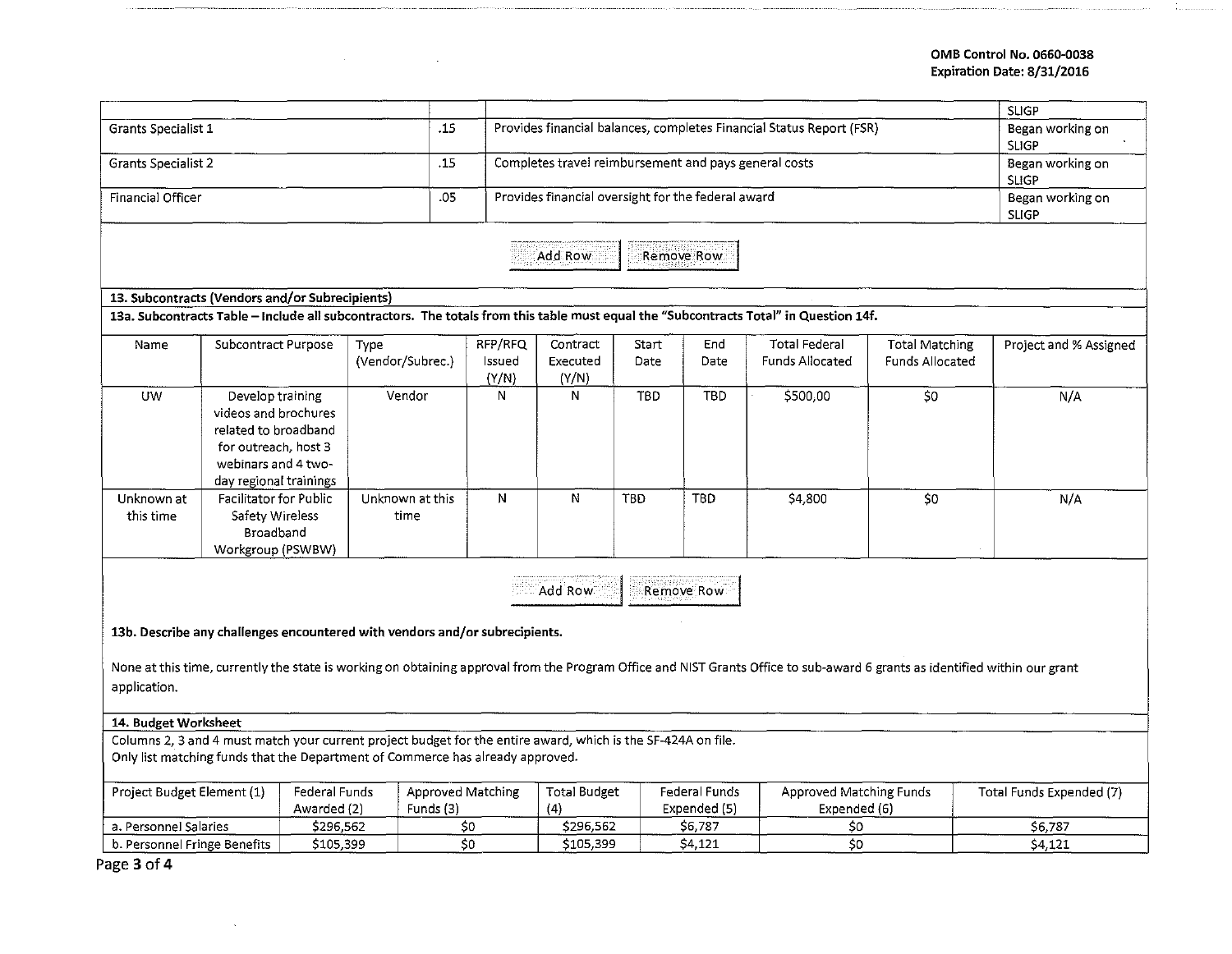| | | | |
|---|---|---|---|
| | | | SLIGP |
| Grants Specialist 1 | .15 | Provides financial balances, completes Financial Status Report (FSR) | Began working on SLIGP |
| Grants Specialist 2 | .15 | Completes travel reimbursement and pays general costs | Began working on SLIGP |
| Financial Officer | .05 | Provides financial oversight for the federal award | Began working on SLIGP |

Add Row | Remove Row

**13. Subcontracts (Vendors and/or Subrecipients)**

**13a. Subcontracts Table – Include all subcontractors. The totals from this table must equal the "Subcontracts Total" in Question 14f.**

| Name | Subcontract Purpose | Type (Vendor/Subrec.) | RFP/RFQ Issued (Y/N) | Contract Executed (Y/N) | Start Date | End Date | Total Federal Funds Allocated | Total Matching Funds Allocated | Project and % Assigned |
|---|---|---|---|---|---|---|---|---|---|
| UW | Develop training videos and brochures related to broadband for outreach, host 3 webinars and 4 two-day regional trainings | Vendor | N | N | TBD | TBD | $500,00 | $0 | N/A |
| Unknown at this time | Facilitator for Public Safety Wireless Broadband Workgroup (PSWBW) | Unknown at this time | N | N | TBD | TBD | $4,800 | $0 | N/A |

Add Row | Remove Row

**13b. Describe any challenges encountered with vendors and/or subrecipients.**

None at this time, currently the state is working on obtaining approval from the Program Office and NIST Grants Office to sub-award 6 grants as identified within our grant application.

**14. Budget Worksheet**

Columns 2, 3 and 4 must match your current project budget for the entire award, which is the SF-424A on file.
Only list matching funds that the Department of Commerce has already approved.

| Project Budget Element (1) | Federal Funds Awarded (2) | Approved Matching Funds (3) | Total Budget (4) | Federal Funds Expended (5) | Approved Matching Funds Expended (6) | Total Funds Expended (7) |
|---|---|---|---|---|---|---|
| a. Personnel Salaries | $296,562 | $0 | $296,562 | $6,787 | $0 | $6,787 |
| b. Personnel Fringe Benefits | $105,399 | $0 | $105,399 | $4,121 | $0 | $4,121 |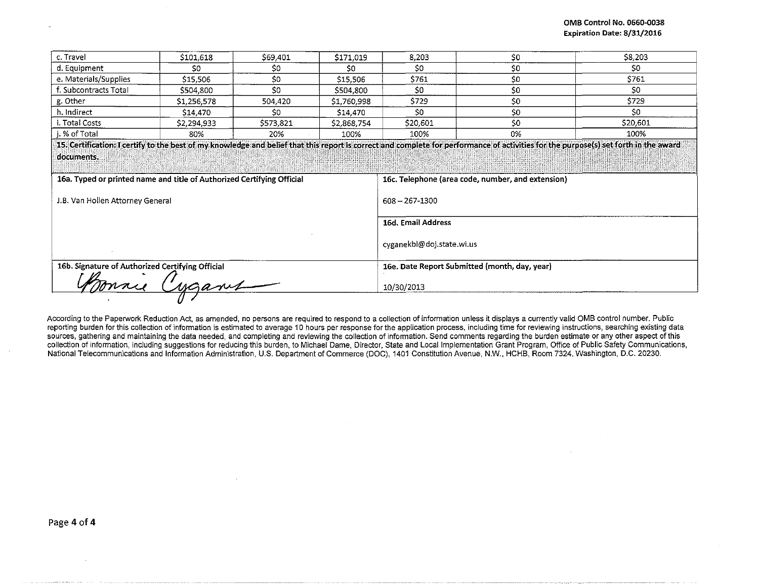OMB Control No. 0660-0038
Expiration Date: 8/31/2016

| | | | | | | |
|---|---|---|---|---|---|---|
| c. Travel | $101,618 | $69,401 | $171,019 | 8,203 | $0 | $8,203 |
| d. Equipment | $0 | $0 | $0 | $0 | $0 | $0 |
| e. Materials/Supplies | $15,506 | $0 | $15,506 | $761 | $0 | $761 |
| f. Subcontracts Total | $504,800 | $0 | $504,800 | $0 | $0 | $0 |
| g. Other | $1,256,578 | 504,420 | $1,760,998 | $729 | $0 | $729 |
| h. Indirect | $14,470 | $0 | $14,470 | $0 | $0 | $0 |
| i. Total Costs | $2,294,933 | $573,821 | $2,868,754 | $20,601 | $0 | $20,601 |
| j. % of Total | 80% | 20% | 100% | 100% | 0% | 100% |

**15. Certification: I certify to the best of my knowledge and belief that this report is correct and complete for performance of activities for the purpose(s) set forth in the award documents.**

| | |
|---|---|
| **16a. Typed or printed name and title of Authorized Certifying Official**<br><br>J.B. Van Hollen Attorney General | **16c. Telephone (area code, number, and extension)**<br><br>608 – 267-1300 |
| | **16d. Email Address**<br><br>cyganekbl@doj.state.wi.us |
| **16b. Signature of Authorized Certifying Official**<br><br>Bonnie Cyganek | **16e. Date Report Submitted (month, day, year)**<br><br>10/30/2013 |

According to the Paperwork Reduction Act, as amended, no persons are required to respond to a collection of information unless it displays a currently valid OMB control number. Public reporting burden for this collection of information is estimated to average 10 hours per response for the application process, including time for reviewing instructions, searching existing data sources, gathering and maintaining the data needed, and completing and reviewing the collection of information. Send comments regarding the burden estimate or any other aspect of this collection of information, including suggestions for reducing this burden, to Michael Dame, Director, State and Local Implementation Grant Program, Office of Public Safety Communications, National Telecommunications and Information Administration, U.S. Department of Commerce (DOC), 1401 Constitution Avenue, N.W., HCHB, Room 7324, Washington, D.C. 20230.